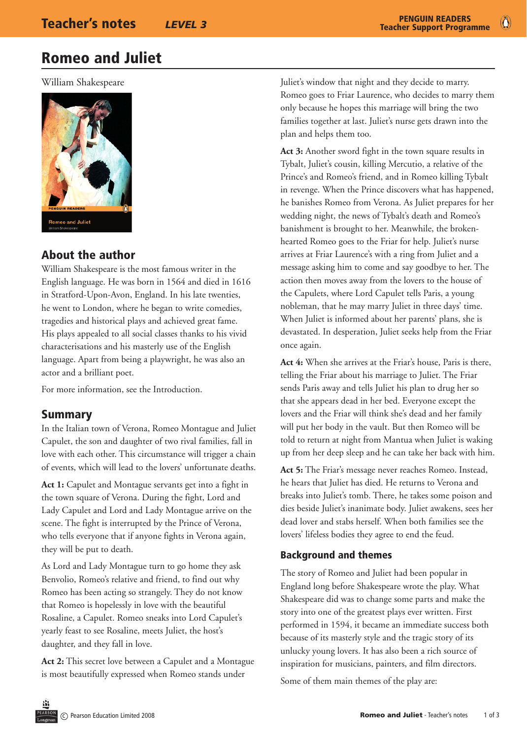# Romeo and Juliet

William Shakespeare

## About the author

William Shakespeare is the most famous writer in the English language. He was born in 1564 and died in 1616 in Stratford-Upon-Avon, England. In his late twenties, he went to London, where he began to write comedies, tragedies and historical plays and achieved great fame. His plays appealed to all social classes thanks to his vivid characterisations and his masterly use of the English language. Apart from being a playwright, he was also an actor and a brilliant poet.

For more information, see the Introduction.

## Summary

In the Italian town of Verona, Romeo Montague and Juliet Capulet, the son and daughter of two rival families, fall in love with each other. This circumstance will trigger a chain of events, which will lead to the lovers' unfortunate deaths.

**Act 1:** Capulet and Montague servants get into a fight in the town square of Verona. During the fight, Lord and Lady Capulet and Lord and Lady Montague arrive on the scene. The fight is interrupted by the Prince of Verona, who tells everyone that if anyone fights in Verona again, they will be put to death.

As Lord and Lady Montague turn to go home they ask Benvolio, Romeo's relative and friend, to find out why Romeo has been acting so strangely. They do not know that Romeo is hopelessly in love with the beautiful Rosaline, a Capulet. Romeo sneaks into Lord Capulet's yearly feast to see Rosaline, meets Juliet, the host's daughter, and they fall in love.

**Act 2:** This secret love between a Capulet and a Montague is most beautifully expressed when Romeo stands under Juliet's window that night and they decide to marry. Romeo goes to Friar Laurence, who decides to marry them only because he hopes this marriage will bring the two families together at last. Juliet's nurse gets drawn into the plan and helps them too.

**Act 3:** Another sword fight in the town square results in Tybalt, Juliet's cousin, killing Mercutio, a relative of the Prince's and Romeo's friend, and in Romeo killing Tybalt in revenge. When the Prince discovers what has happened, he banishes Romeo from Verona. As Juliet prepares for her wedding night, the news of Tybalt's death and Romeo's banishment is brought to her. Meanwhile, the broken-hearted Romeo goes to the Friar for help. Juliet's nurse arrives at Friar Laurence's with a ring from Juliet and a message asking him to come and say goodbye to her. The action then moves away from the lovers to the house of the Capulets, where Lord Capulet tells Paris, a young nobleman, that he may marry Juliet in three days' time. When Juliet is informed about her parents' plans, she is devastated. In desperation, Juliet seeks help from the Friar once again.

**Act 4:** When she arrives at the Friar's house, Paris is there, telling the Friar about his marriage to Juliet. The Friar sends Paris away and tells Juliet his plan to drug her so that she appears dead in her bed. Everyone except the lovers and the Friar will think she's dead and her family will put her body in the vault. But then Romeo will be told to return at night from Mantua when Juliet is waking up from her deep sleep and he can take her back with him.

**Act 5:** The Friar's message never reaches Romeo. Instead, he hears that Juliet has died. He returns to Verona and breaks into Juliet's tomb. There, he takes some poison and dies beside Juliet's inanimate body. Juliet awakens, sees her dead lover and stabs herself. When both families see the lovers' lifeless bodies they agree to end the feud.

### Background and themes

The story of Romeo and Juliet had been popular in England long before Shakespeare wrote the play. What Shakespeare did was to change some parts and make the story into one of the greatest plays ever written. First performed in 1594, it became an immediate success both because of its masterly style and the tragic story of its unlucky young lovers. It has also been a rich source of inspiration for musicians, painters, and film directors.

Some of them main themes of the play are: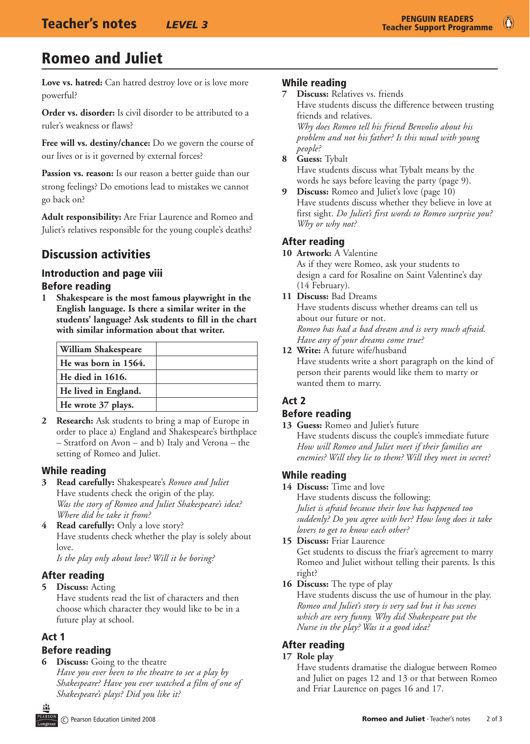# Romeo and Juliet

**Love vs. hatred:** Can hatred destroy love or is love more powerful?

**Order vs. disorder:** Is civil disorder to be attributed to a ruler's weakness or flaws?

**Free will vs. destiny/chance:** Do we govern the course of our lives or is it governed by external forces?

**Passion vs. reason:** Is our reason a better guide than our strong feelings? Do emotions lead to mistakes we cannot go back on?

**Adult responsibility:** Are Friar Laurence and Romeo and Juliet's relatives responsible for the young couple's deaths?

## Discussion activities

### Introduction and page viii

#### Before reading

1 **Shakespeare is the most famous playwright in the English language. Is there a similar writer in the students' language? Ask students to fill in the chart with similar information about that writer.**

| William Shakespeare | |
|---|---|
| He was born in 1564. | |
| He died in 1616. | |
| He lived in England. | |
| He wrote 37 plays. | |

2 **Research:** Ask students to bring a map of Europe in order to place a) England and Shakespeare's birthplace – Stratford on Avon – and b) Italy and Verona – the setting of Romeo and Juliet.

#### While reading

3 **Read carefully:** Shakespeare's *Romeo and Juliet*
Have students check the origin of the play.
*Was the story of Romeo and Juliet Shakespeare's idea? Where did he take it from?*

4 **Read carefully:** Only a love story?
Have students check whether the play is solely about love.
*Is the play only about love? Will it be boring?*

#### After reading

5 **Discuss:** Acting
Have students read the list of characters and then choose which character they would like to be in a future play at school.

### Act 1

#### Before reading

6 **Discuss:** Going to the theatre
*Have you ever been to the theatre to see a play by Shakespeare? Have you ever watched a film of one of Shakespeare's plays? Did you like it?*

#### While reading

7 **Discuss:** Relatives vs. friends
Have students discuss the difference between trusting friends and relatives.
*Why does Romeo tell his friend Benvolio about his problem and not his father? Is this usual with young people?*

8 **Guess:** Tybalt
Have students discuss what Tybalt means by the words he says before leaving the party (page 9).

9 **Discuss:** Romeo and Juliet's love (page 10)
Have students discuss whether they believe in love at first sight. *Do Juliet's first words to Romeo surprise you? Why or why not?*

#### After reading

10 **Artwork:** A Valentine
As if they were Romeo, ask your students to design a card for Rosaline on Saint Valentine's day (14 February).

11 **Discuss:** Bad Dreams
Have students discuss whether dreams can tell us about our future or not.
*Romeo has had a bad dream and is very much afraid. Have any of your dreams come true?*

12 **Write:** A future wife/husband
Have students write a short paragraph on the kind of person their parents would like them to marry or wanted them to marry.

### Act 2

#### Before reading

13 **Guess:** Romeo and Juliet's future
Have students discuss the couple's immediate future
*How will Romeo and Juliet meet if their families are enemies? Will they lie to them? Will they meet in secret?*

#### While reading

14 **Discuss:** Time and love
Have students discuss the following:
*Juliet is afraid because their love has happened too suddenly? Do you agree with her? How long does it take lovers to get to know each other?*

15 **Discuss:** Friar Laurence
Get students to discuss the friar's agreement to marry Romeo and Juliet without telling their parents. Is this right?

16 **Discuss:** The type of play
Have students discuss the use of humour in the play.
*Romeo and Juliet's story is very sad but it has scenes which are very funny. Why did Shakespeare put the Nurse in the play? Was it a good idea?*

#### After reading

17 **Role play**
Have students dramatise the dialogue between Romeo and Juliet on pages 12 and 13 or that between Romeo and Friar Laurence on pages 16 and 17.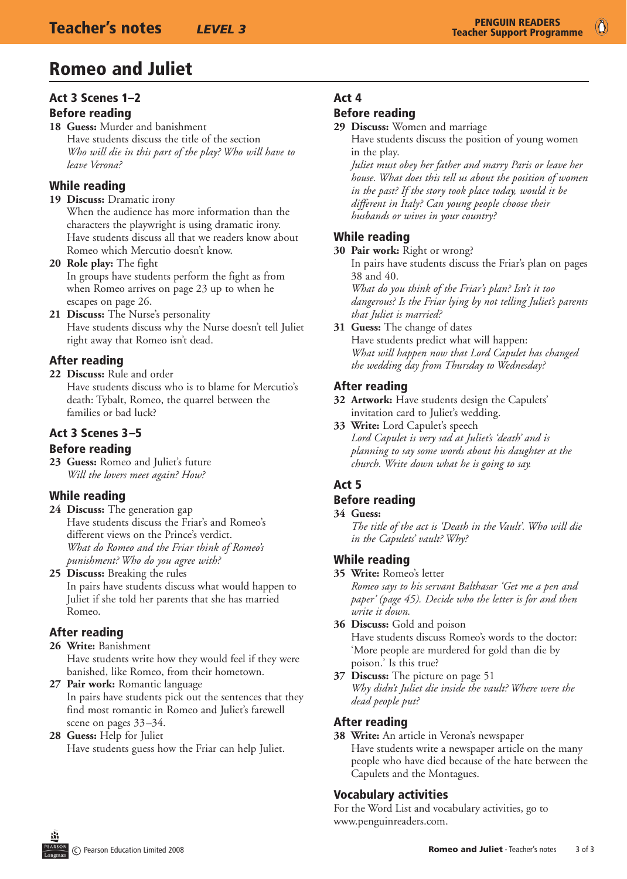# Romeo and Juliet

## Act 3 Scenes 1–2

### Before reading

**18 Guess:** Murder and banishment
Have students discuss the title of the section
*Who will die in this part of the play? Who will have to leave Verona?*

### While reading

**19 Discuss:** Dramatic irony
When the audience has more information than the characters the playwright is using dramatic irony. Have students discuss all that we readers know about Romeo which Mercutio doesn't know.

**20 Role play:** The fight
In groups have students perform the fight as from when Romeo arrives on page 23 up to when he escapes on page 26.

**21 Discuss:** The Nurse's personality
Have students discuss why the Nurse doesn't tell Juliet right away that Romeo isn't dead.

### After reading

**22 Discuss:** Rule and order
Have students discuss who is to blame for Mercutio's death: Tybalt, Romeo, the quarrel between the families or bad luck?

## Act 3 Scenes 3–5

### Before reading

**23 Guess:** Romeo and Juliet's future
*Will the lovers meet again? How?*

### While reading

**24 Discuss:** The generation gap
Have students discuss the Friar's and Romeo's different views on the Prince's verdict.
*What do Romeo and the Friar think of Romeo's punishment? Who do you agree with?*

**25 Discuss:** Breaking the rules
In pairs have students discuss what would happen to Juliet if she told her parents that she has married Romeo.

### After reading

**26 Write:** Banishment
Have students write how they would feel if they were banished, like Romeo, from their hometown.

**27 Pair work:** Romantic language
In pairs have students pick out the sentences that they find most romantic in Romeo and Juliet's farewell scene on pages 33–34.

**28 Guess:** Help for Juliet
Have students guess how the Friar can help Juliet.

## Act 4

### Before reading

**29 Discuss:** Women and marriage
Have students discuss the position of young women in the play.
*Juliet must obey her father and marry Paris or leave her house. What does this tell us about the position of women in the past? If the story took place today, would it be different in Italy? Can young people choose their husbands or wives in your country?*

### While reading

**30 Pair work:** Right or wrong?
In pairs have students discuss the Friar's plan on pages 38 and 40.
*What do you think of the Friar's plan? Isn't it too dangerous? Is the Friar lying by not telling Juliet's parents that Juliet is married?*

**31 Guess:** The change of dates
Have students predict what will happen:
*What will happen now that Lord Capulet has changed the wedding day from Thursday to Wednesday?*

### After reading

**32 Artwork:** Have students design the Capulets' invitation card to Juliet's wedding.

**33 Write:** Lord Capulet's speech
*Lord Capulet is very sad at Juliet's 'death' and is planning to say some words about his daughter at the church. Write down what he is going to say.*

## Act 5

### Before reading

**34 Guess:**
*The title of the act is 'Death in the Vault'. Who will die in the Capulets' vault? Why?*

### While reading

**35 Write:** Romeo's letter
*Romeo says to his servant Balthasar 'Get me a pen and paper' (page 45). Decide who the letter is for and then write it down.*

**36 Discuss:** Gold and poison
Have students discuss Romeo's words to the doctor: 'More people are murdered for gold than die by poison.' Is this true?

**37 Discuss:** The picture on page 51
*Why didn't Juliet die inside the vault? Where were the dead people put?*

### After reading

**38 Write:** An article in Verona's newspaper
Have students write a newspaper article on the many people who have died because of the hate between the Capulets and the Montagues.

### Vocabulary activities

For the Word List and vocabulary activities, go to www.penguinreaders.com.